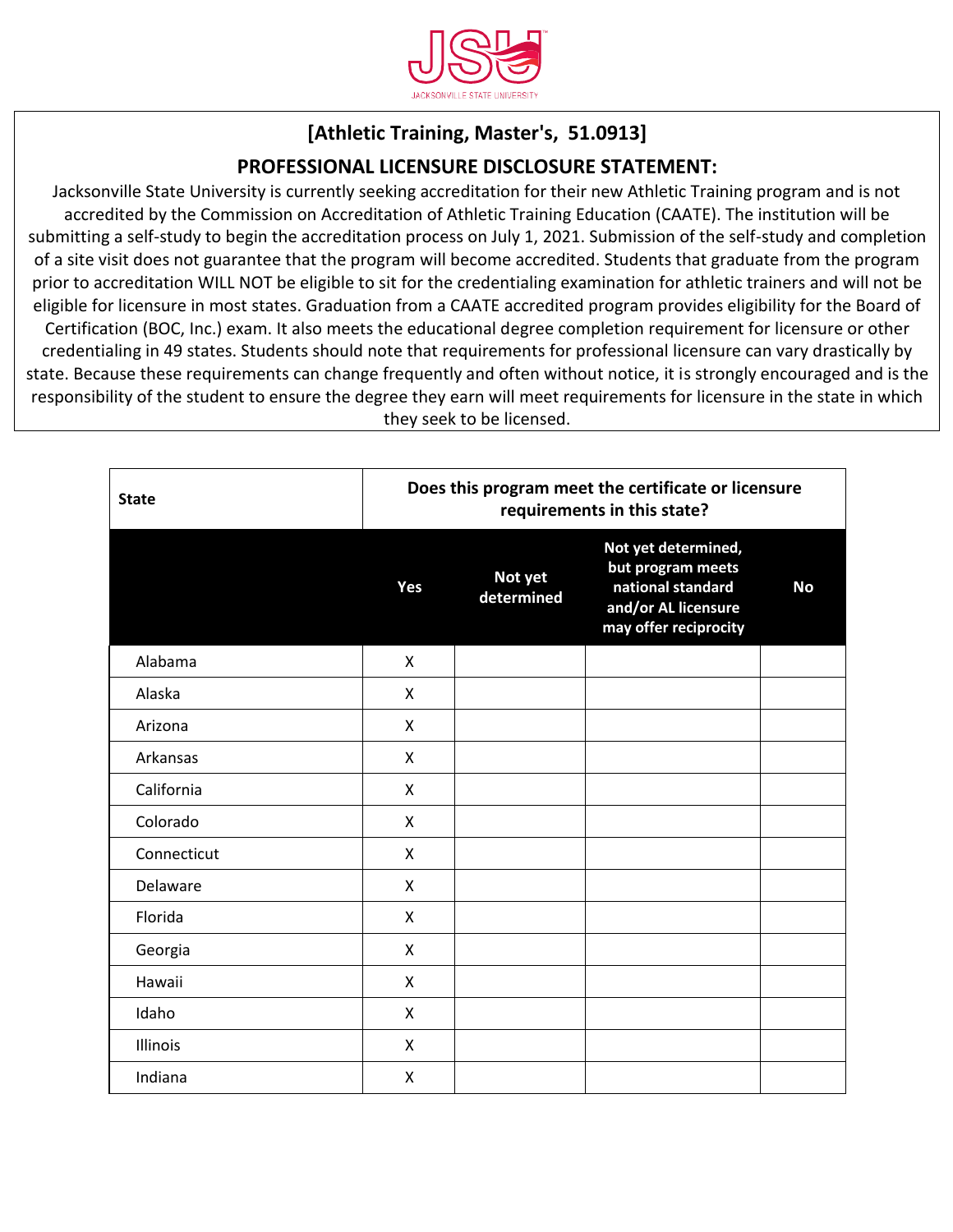JSU JACKSONVILLE STATE UNIVERSITY

## [Athletic Training, Master's, 51.0913]

## PROFESSIONAL LICENSURE DISCLOSURE STATEMENT:

Jacksonville State University is currently seeking accreditation for their new Athletic Training program and is not accredited by the Commission on Accreditation of Athletic Training Education (CAATE). The institution will be submitting a self-study to begin the accreditation process on July 1, 2021. Submission of the self-study and completion of a site visit does not guarantee that the program will become accredited. Students that graduate from the program prior to accreditation WILL NOT be eligible to sit for the credentialing examination for athletic trainers and will not be eligible for licensure in most states. Graduation from a CAATE accredited program provides eligibility for the Board of Certification (BOC, Inc.) exam. It also meets the educational degree completion requirement for licensure or other credentialing in 49 states. Students should note that requirements for professional licensure can vary drastically by state. Because these requirements can change frequently and often without notice, it is strongly encouraged and is the responsibility of the student to ensure the degree they earn will meet requirements for licensure in the state in which they seek to be licensed.

| **State** | **Does this program meet the certificate or licensure requirements in this state?** | | | |
|---|---|---|---|---|
| | **Yes** | **Not yet determined** | **Not yet determined, but program meets national standard and/or AL licensure may offer reciprocity** | **No** |
| Alabama | X | | | |
| Alaska | X | | | |
| Arizona | X | | | |
| Arkansas | X | | | |
| California | X | | | |
| Colorado | X | | | |
| Connecticut | X | | | |
| Delaware | X | | | |
| Florida | X | | | |
| Georgia | X | | | |
| Hawaii | X | | | |
| Idaho | X | | | |
| Illinois | X | | | |
| Indiana | X | | | |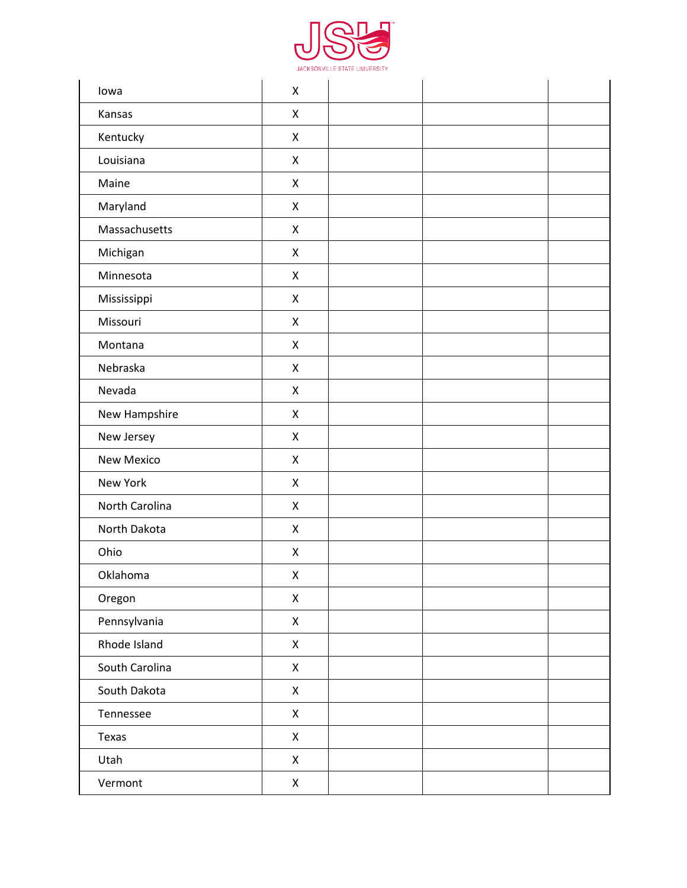| | | | | |
|---|---|---|---|---|
| Iowa | X | | | |
| Kansas | X | | | |
| Kentucky | X | | | |
| Louisiana | X | | | |
| Maine | X | | | |
| Maryland | X | | | |
| Massachusetts | X | | | |
| Michigan | X | | | |
| Minnesota | X | | | |
| Mississippi | X | | | |
| Missouri | X | | | |
| Montana | X | | | |
| Nebraska | X | | | |
| Nevada | X | | | |
| New Hampshire | X | | | |
| New Jersey | X | | | |
| New Mexico | X | | | |
| New York | X | | | |
| North Carolina | X | | | |
| North Dakota | X | | | |
| Ohio | X | | | |
| Oklahoma | X | | | |
| Oregon | X | | | |
| Pennsylvania | X | | | |
| Rhode Island | X | | | |
| South Carolina | X | | | |
| South Dakota | X | | | |
| Tennessee | X | | | |
| Texas | X | | | |
| Utah | X | | | |
| Vermont | X | | | |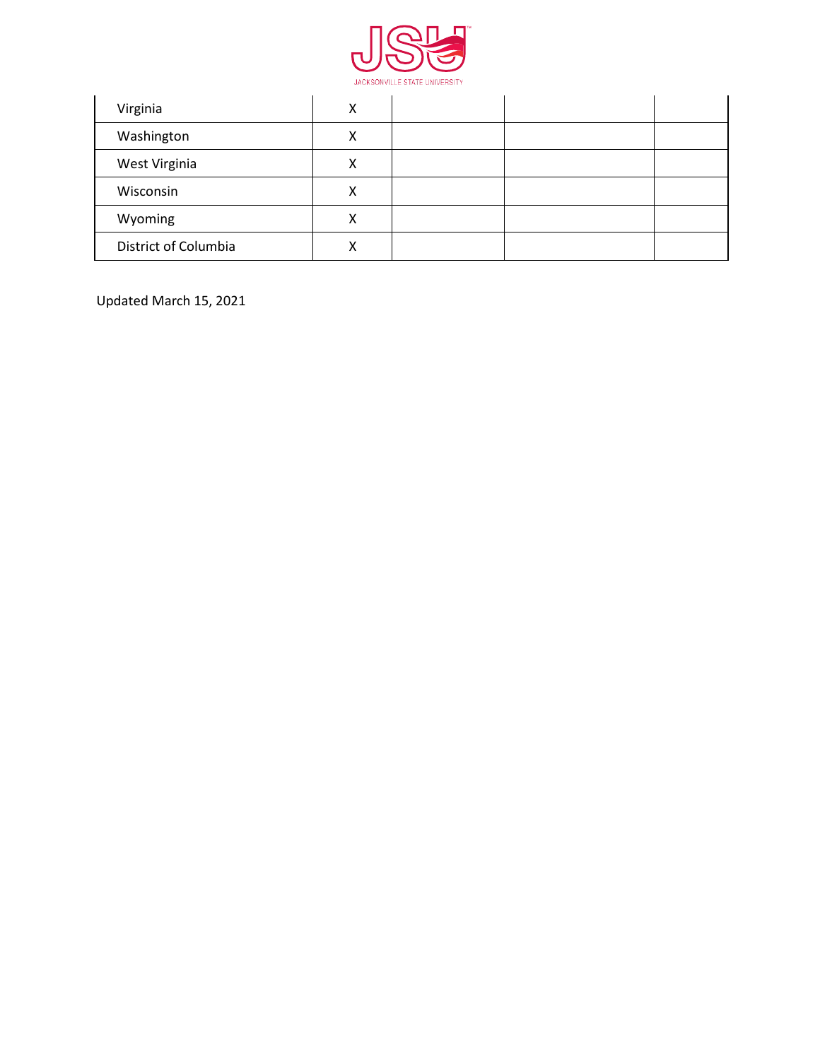| | | | | |
|---|---|---|---|---|
| Virginia | X | | | |
| Washington | X | | | |
| West Virginia | X | | | |
| Wisconsin | X | | | |
| Wyoming | X | | | |
| District of Columbia | X | | | |

Updated March 15, 2021